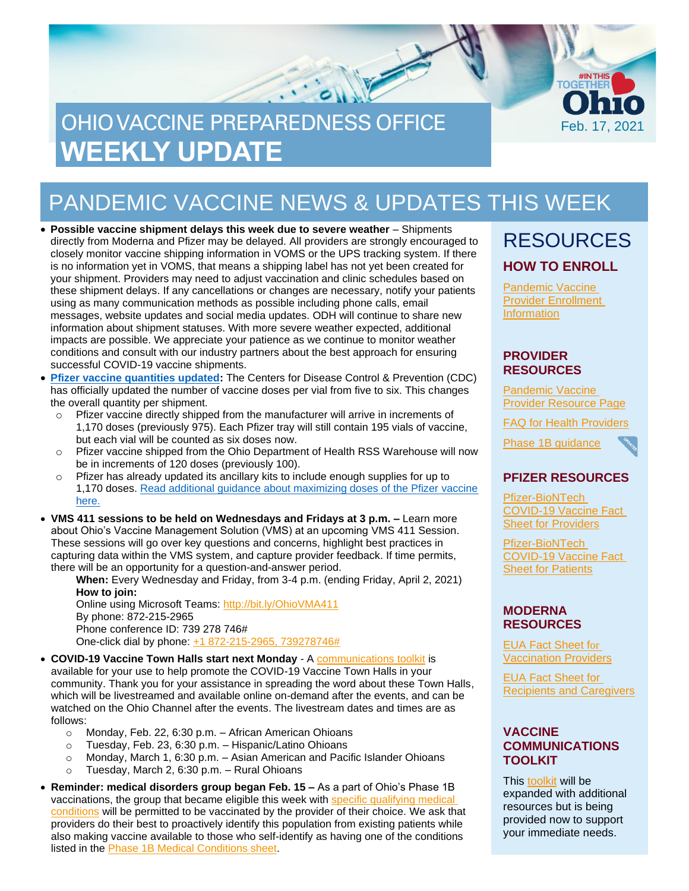# OHIO VACCINE PREPAREDNESS OFFICE WEEKLY UPDATE

Feb. 17, 2021

## PANDEMIC VACCINE NEWS & UPDATES THIS WEEK

- **Possible vaccine shipment delays this week due to severe weather** – Shipments directly from Moderna and Pfizer may be delayed. All providers are strongly encouraged to closely monitor vaccine shipping information in VOMS or the UPS tracking system. If there is no information yet in VOMS, that means a shipping label has not yet been created for your shipment. Providers may need to adjust vaccination and clinic schedules based on these shipment delays. If any cancellations or changes are necessary, notify your patients using as many communication methods as possible including phone calls, email messages, website updates and social media updates. ODH will continue to share new information about shipment statuses. With more severe weather expected, additional impacts are possible. We appreciate your patience as we continue to monitor weather conditions and consult with our industry partners about the best approach for ensuring successful COVID-19 vaccine shipments.
- **Pfizer vaccine quantities updated:** The Centers for Disease Control & Prevention (CDC) has officially updated the number of vaccine doses per vial from five to six. This changes the overall quantity per shipment.
  - Pfizer vaccine directly shipped from the manufacturer will arrive in increments of 1,170 doses (previously 975). Each Pfizer tray will still contain 195 vials of vaccine, but each vial will be counted as six doses now.
  - Pfizer vaccine shipped from the Ohio Department of Health RSS Warehouse will now be in increments of 120 doses (previously 100).
  - Pfizer has already updated its ancillary kits to include enough supplies for up to 1,170 doses. Read additional guidance about maximizing doses of the Pfizer vaccine here.
- **VMS 411 sessions to be held on Wednesdays and Fridays at 3 p.m. –** Learn more about Ohio's Vaccine Management Solution (VMS) at an upcoming VMS 411 Session. These sessions will go over key questions and concerns, highlight best practices in capturing data within the VMS system, and capture provider feedback. If time permits, there will be an opportunity for a question-and-answer period.

  **When:** Every Wednesday and Friday, from 3-4 p.m. (ending Friday, April 2, 2021)
  **How to join:**
  Online using Microsoft Teams: http://bit.ly/OhioVMA411
  By phone: 872-215-2965
  Phone conference ID: 739 278 746#
  One-click dial by phone: +1 872-215-2965, 739278746#
- **COVID-19 Vaccine Town Halls start next Monday** - A communications toolkit is available for your use to help promote the COVID-19 Vaccine Town Halls in your community. Thank you for your assistance in spreading the word about these Town Halls, which will be livestreamed and available online on-demand after the events, and can be watched on the Ohio Channel after the events. The livestream dates and times are as follows:
  - Monday, Feb. 22, 6:30 p.m. – African American Ohioans
  - Tuesday, Feb. 23, 6:30 p.m. – Hispanic/Latino Ohioans
  - Monday, March 1, 6:30 p.m. – Asian American and Pacific Islander Ohioans
  - Tuesday, March 2, 6:30 p.m. – Rural Ohioans
- **Reminder: medical disorders group began Feb. 15 –** As a part of Ohio's Phase 1B vaccinations, the group that became eligible this week with specific qualifying medical conditions will be permitted to be vaccinated by the provider of their choice. We ask that providers do their best to proactively identify this population from existing patients while also making vaccine available to those who self-identify as having one of the conditions listed in the Phase 1B Medical Conditions sheet.

## RESOURCES

### HOW TO ENROLL

Pandemic Vaccine Provider Enrollment Information

### PROVIDER RESOURCES

Pandemic Vaccine Provider Resource Page

FAQ for Health Providers

Phase 1B guidance (UPDATED)

### PFIZER RESOURCES

Pfizer-BioNTech COVID-19 Vaccine Fact Sheet for Providers

Pfizer-BioNTech COVID-19 Vaccine Fact Sheet for Patients

### MODERNA RESOURCES

EUA Fact Sheet for Vaccination Providers

EUA Fact Sheet for Recipients and Caregivers

### VACCINE COMMUNICATIONS TOOLKIT

This toolkit will be expanded with additional resources but is being provided now to support your immediate needs.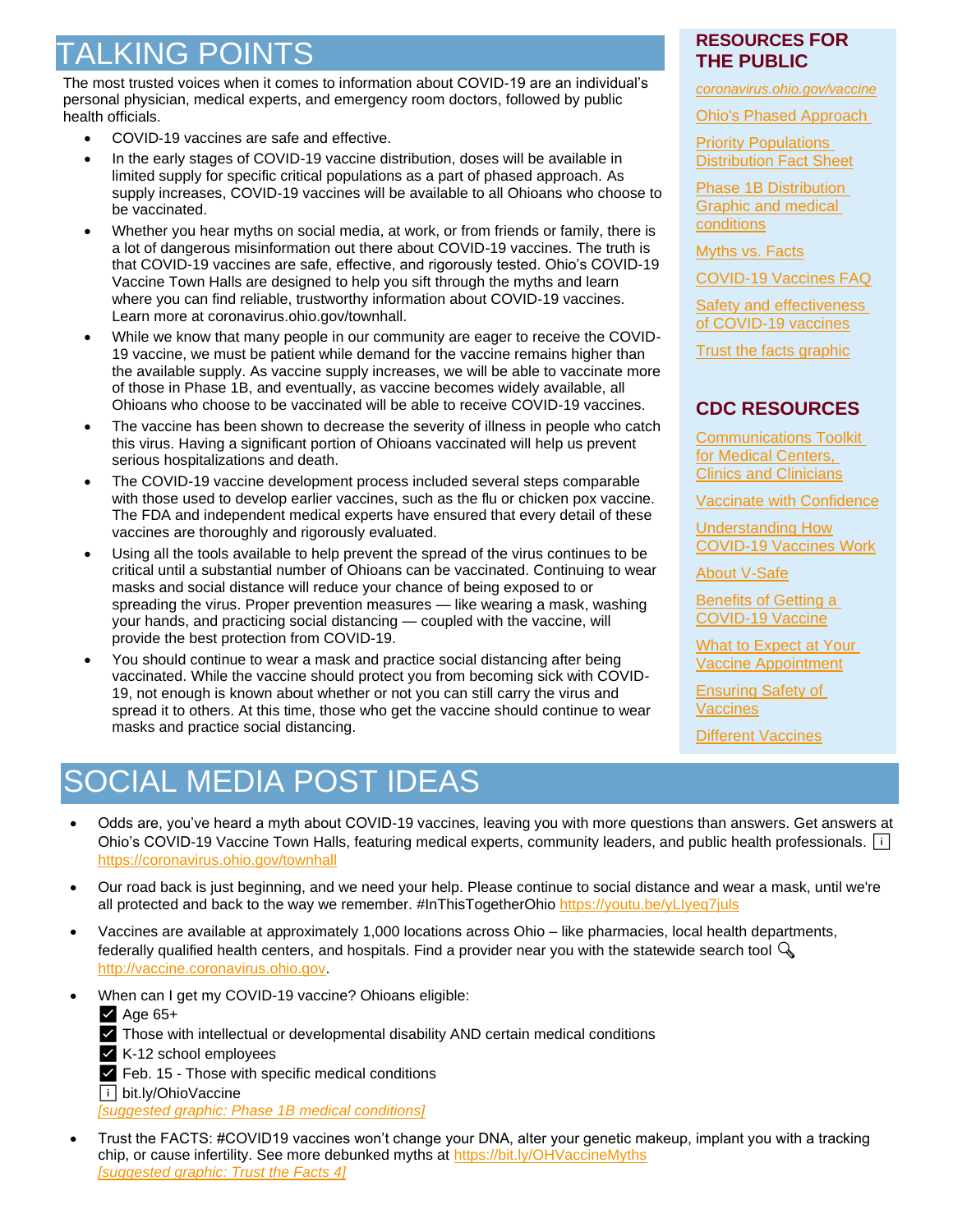# TALKING POINTS

The most trusted voices when it comes to information about COVID-19 are an individual's personal physician, medical experts, and emergency room doctors, followed by public health officials.

- COVID-19 vaccines are safe and effective.
- In the early stages of COVID-19 vaccine distribution, doses will be available in limited supply for specific critical populations as a part of phased approach. As supply increases, COVID-19 vaccines will be available to all Ohioans who choose to be vaccinated.
- Whether you hear myths on social media, at work, or from friends or family, there is a lot of dangerous misinformation out there about COVID-19 vaccines. The truth is that COVID-19 vaccines are safe, effective, and rigorously tested. Ohio's COVID-19 Vaccine Town Halls are designed to help you sift through the myths and learn where you can find reliable, trustworthy information about COVID-19 vaccines. Learn more at coronavirus.ohio.gov/townhall.
- While we know that many people in our community are eager to receive the COVID-19 vaccine, we must be patient while demand for the vaccine remains higher than the available supply. As vaccine supply increases, we will be able to vaccinate more of those in Phase 1B, and eventually, as vaccine becomes widely available, all Ohioans who choose to be vaccinated will be able to receive COVID-19 vaccines.
- The vaccine has been shown to decrease the severity of illness in people who catch this virus. Having a significant portion of Ohioans vaccinated will help us prevent serious hospitalizations and death.
- The COVID-19 vaccine development process included several steps comparable with those used to develop earlier vaccines, such as the flu or chicken pox vaccine. The FDA and independent medical experts have ensured that every detail of these vaccines are thoroughly and rigorously evaluated.
- Using all the tools available to help prevent the spread of the virus continues to be critical until a substantial number of Ohioans can be vaccinated. Continuing to wear masks and social distance will reduce your chance of being exposed to or spreading the virus. Proper prevention measures — like wearing a mask, washing your hands, and practicing social distancing — coupled with the vaccine, will provide the best protection from COVID-19.
- You should continue to wear a mask and practice social distancing after being vaccinated. While the vaccine should protect you from becoming sick with COVID-19, not enough is known about whether or not you can still carry the virus and spread it to others. At this time, those who get the vaccine should continue to wear masks and practice social distancing.

## RESOURCES FOR THE PUBLIC

*coronavirus.ohio.gov/vaccine*

Ohio's Phased Approach

Priority Populations Distribution Fact Sheet

Phase 1B Distribution Graphic and medical conditions

Myths vs. Facts

COVID-19 Vaccines FAQ

Safety and effectiveness of COVID-19 vaccines

Trust the facts graphic

## CDC RESOURCES

Communications Toolkit for Medical Centers, Clinics and Clinicians

Vaccinate with Confidence

Understanding How COVID-19 Vaccines Work

About V-Safe

Benefits of Getting a COVID-19 Vaccine

What to Expect at Your Vaccine Appointment

Ensuring Safety of Vaccines

Different Vaccines

# SOCIAL MEDIA POST IDEAS

- Odds are, you've heard a myth about COVID-19 vaccines, leaving you with more questions than answers. Get answers at Ohio's COVID-19 Vaccine Town Halls, featuring medical experts, community leaders, and public health professionals. ℹ️ https://coronavirus.ohio.gov/townhall
- Our road back is just beginning, and we need your help. Please continue to social distance and wear a mask, until we're all protected and back to the way we remember. #InThisTogetherOhio https://youtu.be/yLIyeq7juls
- Vaccines are available at approximately 1,000 locations across Ohio – like pharmacies, local health departments, federally qualified health centers, and hospitals. Find a provider near you with the statewide search tool 🔍 http://vaccine.coronavirus.ohio.gov.
- When can I get my COVID-19 vaccine? Ohioans eligible:
  ✅ Age 65+
  ✅ Those with intellectual or developmental disability AND certain medical conditions
  ✅ K-12 school employees
  ✅ Feb. 15 - Those with specific medical conditions
  ℹ️ bit.ly/OhioVaccine
  *[suggested graphic: Phase 1B medical conditions]*
- Trust the FACTS: #COVID19 vaccines won't change your DNA, alter your genetic makeup, implant you with a tracking chip, or cause infertility. See more debunked myths at https://bit.ly/OHVaccineMyths
  *[suggested graphic: Trust the Facts 4]*